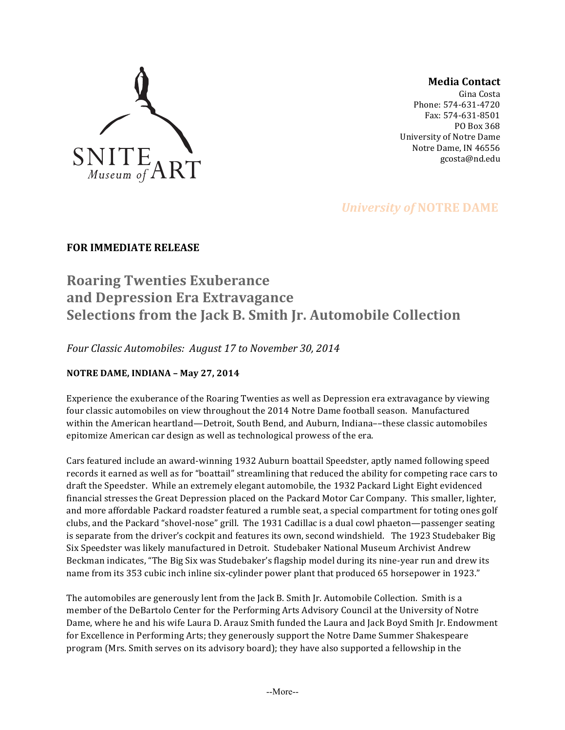SNITE *Museum of* ART

**Media Contact**
Gina Costa
Phone: 574-631-4720
Fax: 574-631-8501
PO Box 368
University of Notre Dame
Notre Dame, IN 46556
gcosta@nd.edu

*University of* **NOTRE DAME**

**FOR IMMEDIATE RELEASE**

# Roaring Twenties Exuberance and Depression Era Extravagance Selections from the Jack B. Smith Jr. Automobile Collection

*Four Classic Automobiles: August 17 to November 30, 2014*

**NOTRE DAME, INDIANA – May 27, 2014**

Experience the exuberance of the Roaring Twenties as well as Depression era extravagance by viewing four classic automobiles on view throughout the 2014 Notre Dame football season. Manufactured within the American heartland—Detroit, South Bend, and Auburn, Indiana––these classic automobiles epitomize American car design as well as technological prowess of the era.

Cars featured include an award-winning 1932 Auburn boattail Speedster, aptly named following speed records it earned as well as for "boattail" streamlining that reduced the ability for competing race cars to draft the Speedster. While an extremely elegant automobile, the 1932 Packard Light Eight evidenced financial stresses the Great Depression placed on the Packard Motor Car Company. This smaller, lighter, and more affordable Packard roadster featured a rumble seat, a special compartment for toting ones golf clubs, and the Packard "shovel-nose" grill. The 1931 Cadillac is a dual cowl phaeton—passenger seating is separate from the driver's cockpit and features its own, second windshield. The 1923 Studebaker Big Six Speedster was likely manufactured in Detroit. Studebaker National Museum Archivist Andrew Beckman indicates, "The Big Six was Studebaker's flagship model during its nine-year run and drew its name from its 353 cubic inch inline six-cylinder power plant that produced 65 horsepower in 1923."

The automobiles are generously lent from the Jack B. Smith Jr. Automobile Collection. Smith is a member of the DeBartolo Center for the Performing Arts Advisory Council at the University of Notre Dame, where he and his wife Laura D. Arauz Smith funded the Laura and Jack Boyd Smith Jr. Endowment for Excellence in Performing Arts; they generously support the Notre Dame Summer Shakespeare program (Mrs. Smith serves on its advisory board); they have also supported a fellowship in the

--More--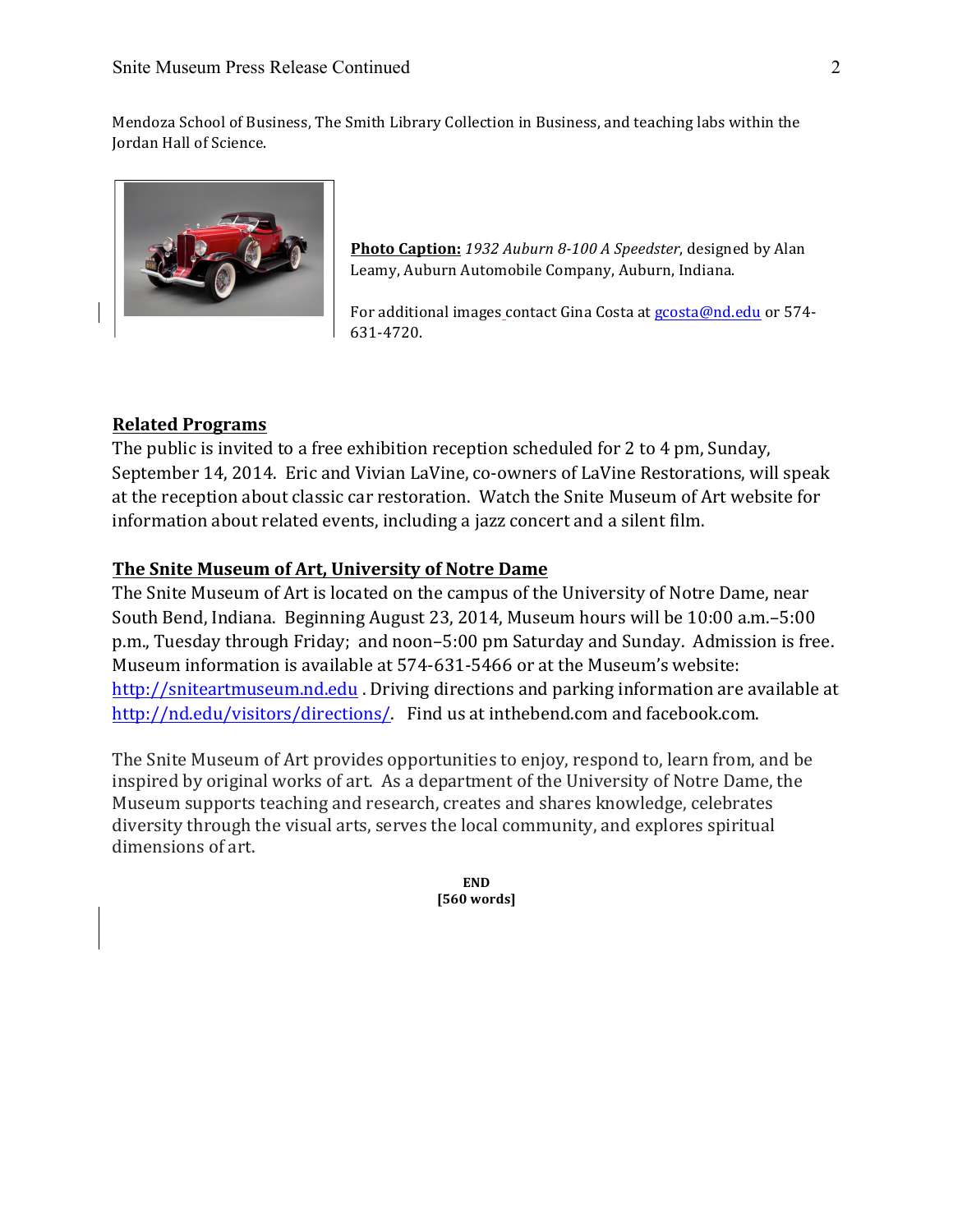Mendoza School of Business, The Smith Library Collection in Business, and teaching labs within the Jordan Hall of Science.

**Photo Caption:** *1932 Auburn 8-100 A Speedster*, designed by Alan Leamy, Auburn Automobile Company, Auburn, Indiana.

For additional images contact Gina Costa at gcosta@nd.edu or 574-631-4720.

## Related Programs

The public is invited to a free exhibition reception scheduled for 2 to 4 pm, Sunday, September 14, 2014. Eric and Vivian LaVine, co-owners of LaVine Restorations, will speak at the reception about classic car restoration. Watch the Snite Museum of Art website for information about related events, including a jazz concert and a silent film.

## The Snite Museum of Art, University of Notre Dame

The Snite Museum of Art is located on the campus of the University of Notre Dame, near South Bend, Indiana. Beginning August 23, 2014, Museum hours will be 10:00 a.m.–5:00 p.m., Tuesday through Friday; and noon–5:00 pm Saturday and Sunday. Admission is free. Museum information is available at 574-631-5466 or at the Museum's website: http://sniteartmuseum.nd.edu . Driving directions and parking information are available at http://nd.edu/visitors/directions/. Find us at inthebend.com and facebook.com.

The Snite Museum of Art provides opportunities to enjoy, respond to, learn from, and be inspired by original works of art. As a department of the University of Notre Dame, the Museum supports teaching and research, creates and shares knowledge, celebrates diversity through the visual arts, serves the local community, and explores spiritual dimensions of art.

**END**
**[560 words]**